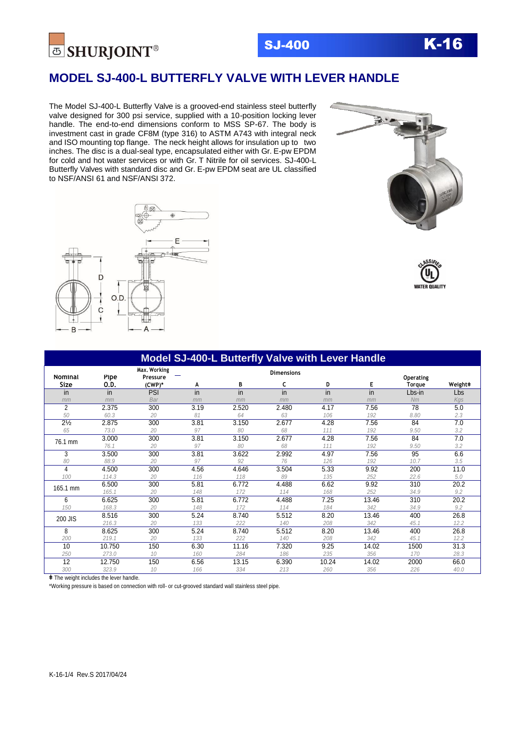SHURJOINT®

SJ-400 K-16

# MODEL SJ-400-L BUTTERFLY VALVE WITH LEVER HANDLE

The Model SJ-400-L Butterfly Valve is a grooved-end stainless steel butterfly valve designed for 300 psi service, supplied with a 10-position locking lever handle. The end-to-end dimensions conform to MSS SP-67. The body is investment cast in grade CF8M (type 316) to ASTM A743 with integral neck and ISO mounting top flange. The neck height allows for insulation up to two inches. The disc is a dual-seal type, encapsulated either with Gr. E-pw EPDM for cold and hot water services or with Gr. T Nitrile for oil services. SJ-400-L Butterfly Valves with standard disc and Gr. E-pw EPDM seat are UL classified to NSF/ANSI 61 and NSF/ANSI 372.

## Model SJ-400-L Butterfly Valve with Lever Handle

| Nominal Size | Pipe O.D. | Max. Working Pressure (CWP)* | Dimensions | | | | | Operating Torque | Weight‡ |
|---|---|---|---|---|---|---|---|---|---|
| | | | A | B | C | D | E | | |
| in / *mm* | in / *mm* | PSI / *Bar* | in / *mm* | in / *mm* | in / *mm* | in / *mm* | in / *mm* | Lbs-in / *Nm* | Lbs / *Kgs* |
| 2 / *50* | 2.375 / *60.3* | 300 / *20* | 3.19 / *81* | 2.520 / *64* | 2.480 / *63* | 4.17 / *106* | 7.56 / *192* | 78 / *8.80* | 5.0 / *2.3* |
| 2½ / *65* | 2.875 / *73.0* | 300 / *20* | 3.81 / *97* | 3.150 / *80* | 2.677 / *68* | 4.28 / *111* | 7.56 / *192* | 84 / *9.50* | 7.0 / *3.2* |
| 76.1 mm | 3.000 / *76.1* | 300 / *20* | 3.81 / *97* | 3.150 / *80* | 2.677 / *68* | 4.28 / *111* | 7.56 / *192* | 84 / *9.50* | 7.0 / *3.2* |
| 3 / *80* | 3.500 / *88.9* | 300 / *20* | 3.81 / *97* | 3.622 / *92* | 2.992 / *76* | 4.97 / *126* | 7.56 / *192* | 95 / *10.7* | 6.6 / *3.5* |
| 4 / *100* | 4.500 / *114.3* | 300 / *20* | 4.56 / *116* | 4.646 / *118* | 3.504 / *89* | 5.33 / *135* | 9.92 / *252* | 200 / *22.6* | 11.0 / *5.0* |
| 165.1 mm | 6.500 / *165.1* | 300 / *20* | 5.81 / *148* | 6.772 / *172* | 4.488 / *114* | 6.62 / *168* | 9.92 / *252* | 310 / *34.9* | 20.2 / *9.2* |
| 6 / *150* | 6.625 / *168.3* | 300 / *20* | 5.81 / *148* | 6.772 / *172* | 4.488 / *114* | 7.25 / *184* | 13.46 / *342* | 310 / *34.9* | 20.2 / *9.2* |
| 200 JIS | 8.516 / *216.3* | 300 / *20* | 5.24 / *133* | 8.740 / *222* | 5.512 / *140* | 8.20 / *208* | 13.46 / *342* | 400 / *45.1* | 26.8 / *12.2* |
| 8 / *200* | 8.625 / *219.1* | 300 / *20* | 5.24 / *133* | 8.740 / *222* | 5.512 / *140* | 8.20 / *208* | 13.46 / *342* | 400 / *45.1* | 26.8 / *12.2* |
| 10 / *250* | 10.750 / *273.0* | 150 / *10* | 6.30 / *160* | 11.16 / *284* | 7.320 / *186* | 9.25 / *235* | 14.02 / *356* | 1500 / *170* | 31.3 / *28.3* |
| 12 / *300* | 12.750 / *323.9* | 150 / *10* | 6.56 / *166* | 13.15 / *334* | 6.390 / *213* | 10.24 / *260* | 14.02 / *356* | 2000 / *226* | 66.0 / *40.0* |

‡ The weight includes the lever handle.

*Working pressure is based on connection with roll- or cut-grooved standard wall stainless steel pipe.

K-16-1/4 Rev.S 2017/04/24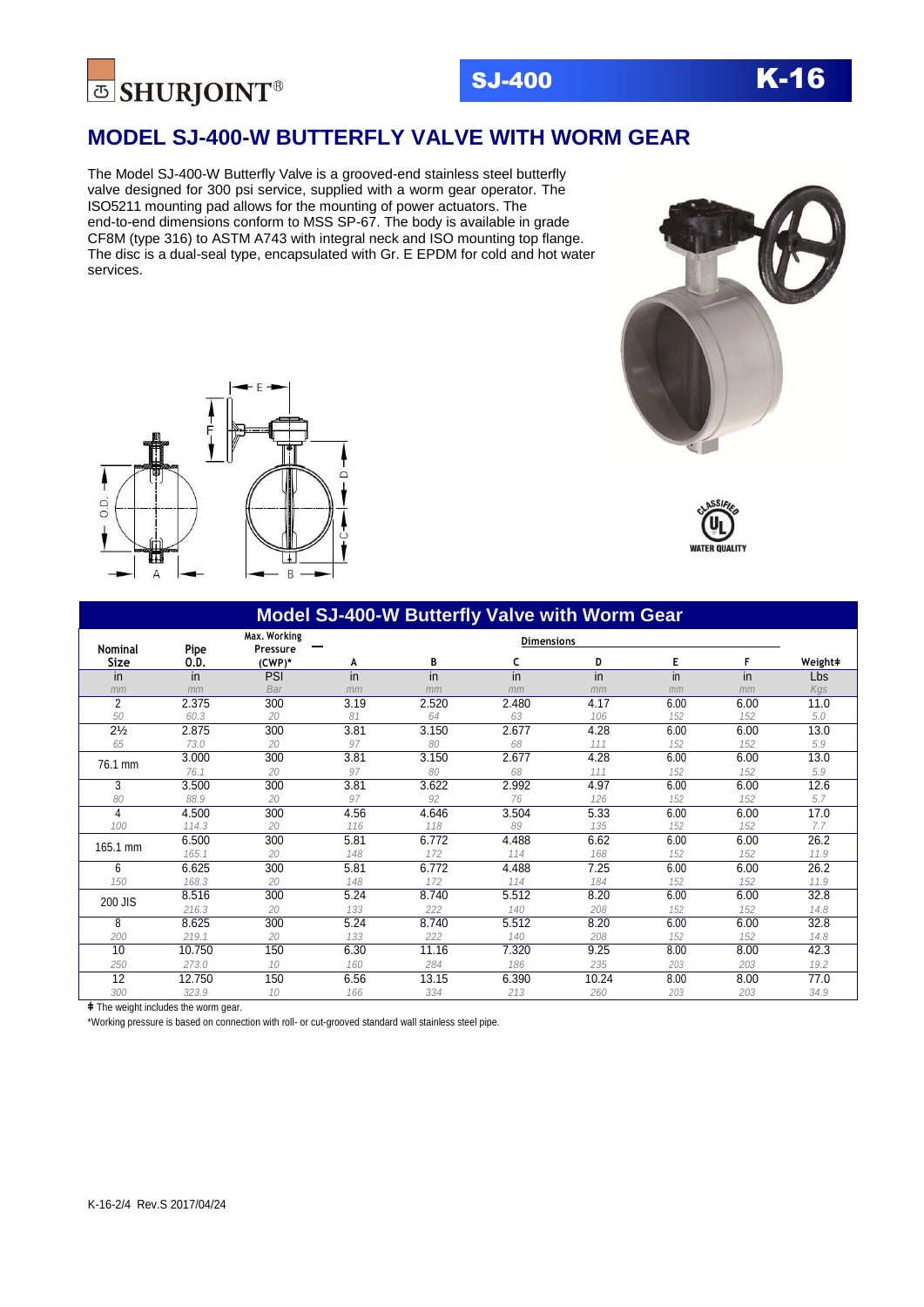# MODEL SJ-400-W BUTTERFLY VALVE WITH WORM GEAR

The Model SJ-400-W Butterfly Valve is a grooved-end stainless steel butterfly valve designed for 300 psi service, supplied with a worm gear operator. The ISO5211 mounting pad allows for the mounting of power actuators. The end-to-end dimensions conform to MSS SP-67. The body is available in grade CF8M (type 316) to ASTM A743 with integral neck and ISO mounting top flange. The disc is a dual-seal type, encapsulated with Gr. E EPDM for cold and hot water services.

## Model SJ-400-W Butterfly Valve with Worm Gear

| Nominal Size | Pipe O.D. | Max. Working Pressure (CWP)* | Dimensions | | | | | | Weight‡ |
|---|---|---|---|---|---|---|---|---|---|
| | | | A | B | C | D | E | F | |
| in / *mm* | in / *mm* | PSI / *Bar* | in / *mm* | in / *mm* | in / *mm* | in / *mm* | in / *mm* | in / *mm* | Lbs / *Kgs* |
| 2 / *50* | 2.375 / *60.3* | 300 / *20* | 3.19 / *81* | 2.520 / *64* | 2.480 / *63* | 4.17 / *106* | 6.00 / *152* | 6.00 / *152* | 11.0 / *5.0* |
| 2½ / *65* | 2.875 / *73.0* | 300 / *20* | 3.81 / *97* | 3.150 / *80* | 2.677 / *68* | 4.28 / *111* | 6.00 / *152* | 6.00 / *152* | 13.0 / *5.9* |
| 76.1 mm | 3.000 / *76.1* | 300 / *20* | 3.81 / *97* | 3.150 / *80* | 2.677 / *68* | 4.28 / *111* | 6.00 / *152* | 6.00 / *152* | 13.0 / *5.9* |
| 3 / *80* | 3.500 / *88.9* | 300 / *20* | 3.81 / *97* | 3.622 / *92* | 2.992 / *76* | 4.97 / *126* | 6.00 / *152* | 6.00 / *152* | 12.6 / *5.7* |
| 4 / *100* | 4.500 / *114.3* | 300 / *20* | 4.56 / *116* | 4.646 / *118* | 3.504 / *89* | 5.33 / *135* | 6.00 / *152* | 6.00 / *152* | 17.0 / *7.7* |
| 165.1 mm | 6.500 / *165.1* | 300 / *20* | 5.81 / *148* | 6.772 / *172* | 4.488 / *114* | 6.62 / *168* | 6.00 / *152* | 6.00 / *152* | 26.2 / *11.9* |
| 6 / *150* | 6.625 / *168.3* | 300 / *20* | 5.81 / *148* | 6.772 / *172* | 4.488 / *114* | 7.25 / *184* | 6.00 / *152* | 6.00 / *152* | 26.2 / *11.9* |
| 200 JIS | 8.516 / *216.3* | 300 / *20* | 5.24 / *133* | 8.740 / *222* | 5.512 / *140* | 8.20 / *208* | 6.00 / *152* | 6.00 / *152* | 32.8 / *14.8* |
| 8 / *200* | 8.625 / *219.1* | 300 / *20* | 5.24 / *133* | 8.740 / *222* | 5.512 / *140* | 8.20 / *208* | 6.00 / *152* | 6.00 / *152* | 32.8 / *14.8* |
| 10 / *250* | 10.750 / *273.0* | 150 / *10* | 6.30 / *160* | 11.16 / *284* | 7.320 / *186* | 9.25 / *235* | 8.00 / *203* | 8.00 / *203* | 42.3 / *19.2* |
| 12 / *300* | 12.750 / *323.9* | 150 / *10* | 6.56 / *166* | 13.15 / *334* | 6.390 / *213* | 10.24 / *260* | 8.00 / *203* | 8.00 / *203* | 77.0 / *34.9* |

‡ The weight includes the worm gear.

*Working pressure is based on connection with roll- or cut-grooved standard wall stainless steel pipe.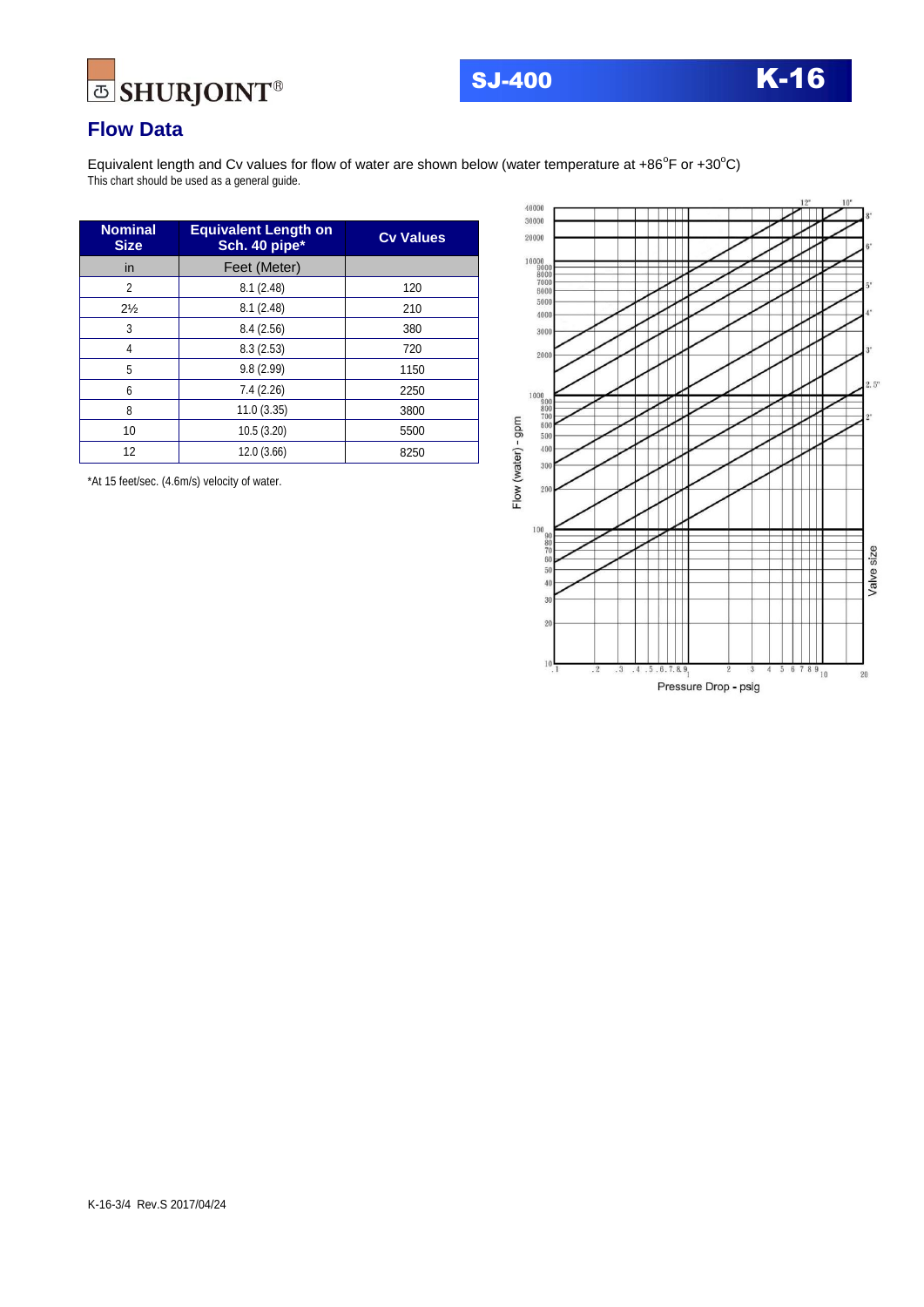# SJ-400 K-16

## Flow Data

Equivalent length and Cv values for flow of water are shown below (water temperature at +86°F or +30°C)
This chart should be used as a general guide.

| Nominal Size | Equivalent Length on Sch. 40 pipe* | Cv Values |
|---|---|---|
| in | Feet (Meter) | |
| 2 | 8.1 (2.48) | 120 |
| 2½ | 8.1 (2.48) | 210 |
| 3 | 8.4 (2.56) | 380 |
| 4 | 8.3 (2.53) | 720 |
| 5 | 9.8 (2.99) | 1150 |
| 6 | 7.4 (2.26) | 2250 |
| 8 | 11.0 (3.35) | 3800 |
| 10 | 10.5 (3.20) | 5500 |
| 12 | 12.0 (3.66) | 8250 |

*At 15 feet/sec. (4.6m/s) velocity of water.

Flow (water) - gpm

Valve size

Pressure Drop - psig

K-16-3/4 Rev.S 2017/04/24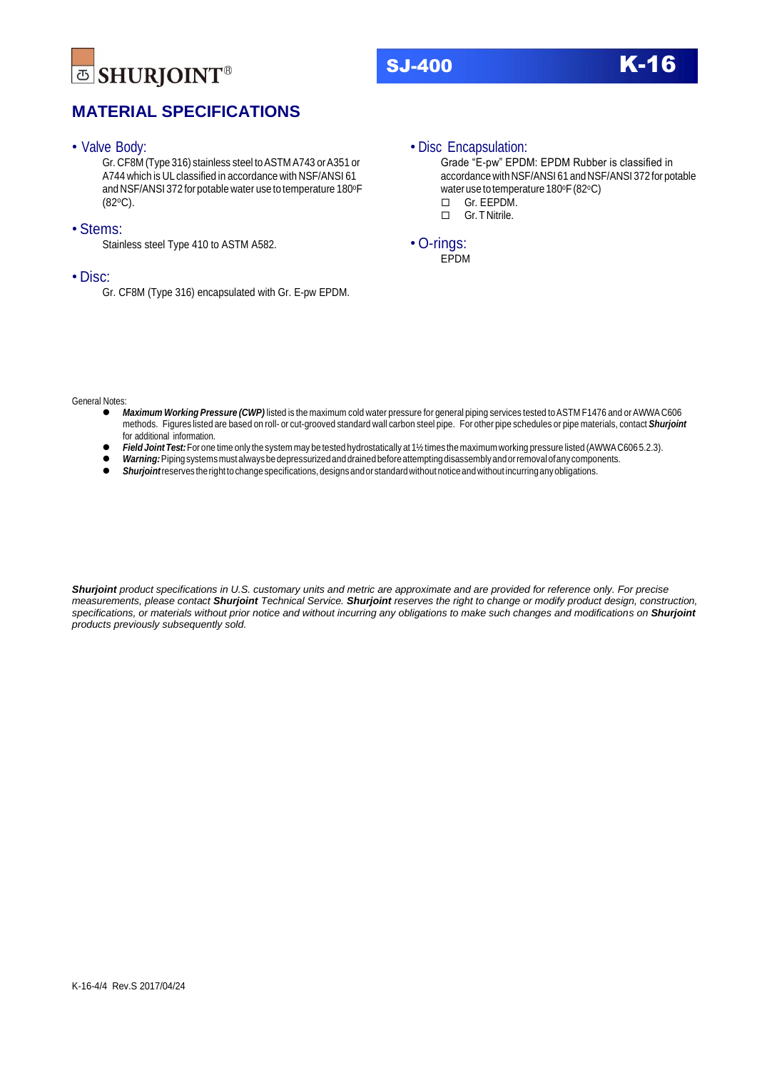## MATERIAL SPECIFICATIONS

- Valve Body:

  Gr. CF8M (Type 316) stainless steel to ASTM A743 or A351 or A744 which is UL classified in accordance with NSF/ANSI 61 and NSF/ANSI 372 for potable water use to temperature 180ºF (82ºC).

- Stems:

  Stainless steel Type 410 to ASTM A582.

- Disc:

  Gr. CF8M (Type 316) encapsulated with Gr. E-pw EPDM.

- Disc Encapsulation:

  Grade "E-pw" EPDM: EPDM Rubber is classified in accordance with NSF/ANSI 61 and NSF/ANSI 372 for potable water use to temperature 180ºF (82ºC)

  ☐ Gr. EEPDM.
  ☐ Gr. T Nitrile.

- O-rings:

  EPDM

General Notes:

- ***Maximum Working Pressure (CWP)*** listed is the maximum cold water pressure for general piping services tested to ASTM F1476 and or AWWA C606 methods. Figures listed are based on roll- or cut-grooved standard wall carbon steel pipe. For other pipe schedules or pipe materials, contact ***Shurjoint*** for additional information.
- ***Field Joint Test:*** For one time only the system may be tested hydrostatically at 1½ times the maximum working pressure listed (AWWA C606 5.2.3).
- ***Warning:*** Piping systems must always be depressurized and drained before attempting disassembly and or removal of any components.
- ***Shurjoint*** reserves the right to change specifications, designs and or standard without notice and without incurring any obligations.

***Shurjoint*** *product specifications in U.S. customary units and metric are approximate and are provided for reference only. For precise measurements, please contact* ***Shurjoint*** *Technical Service.* ***Shurjoint*** *reserves the right to change or modify product design, construction, specifications, or materials without prior notice and without incurring any obligations to make such changes and modifications on* ***Shurjoint*** *products previously subsequently sold.*